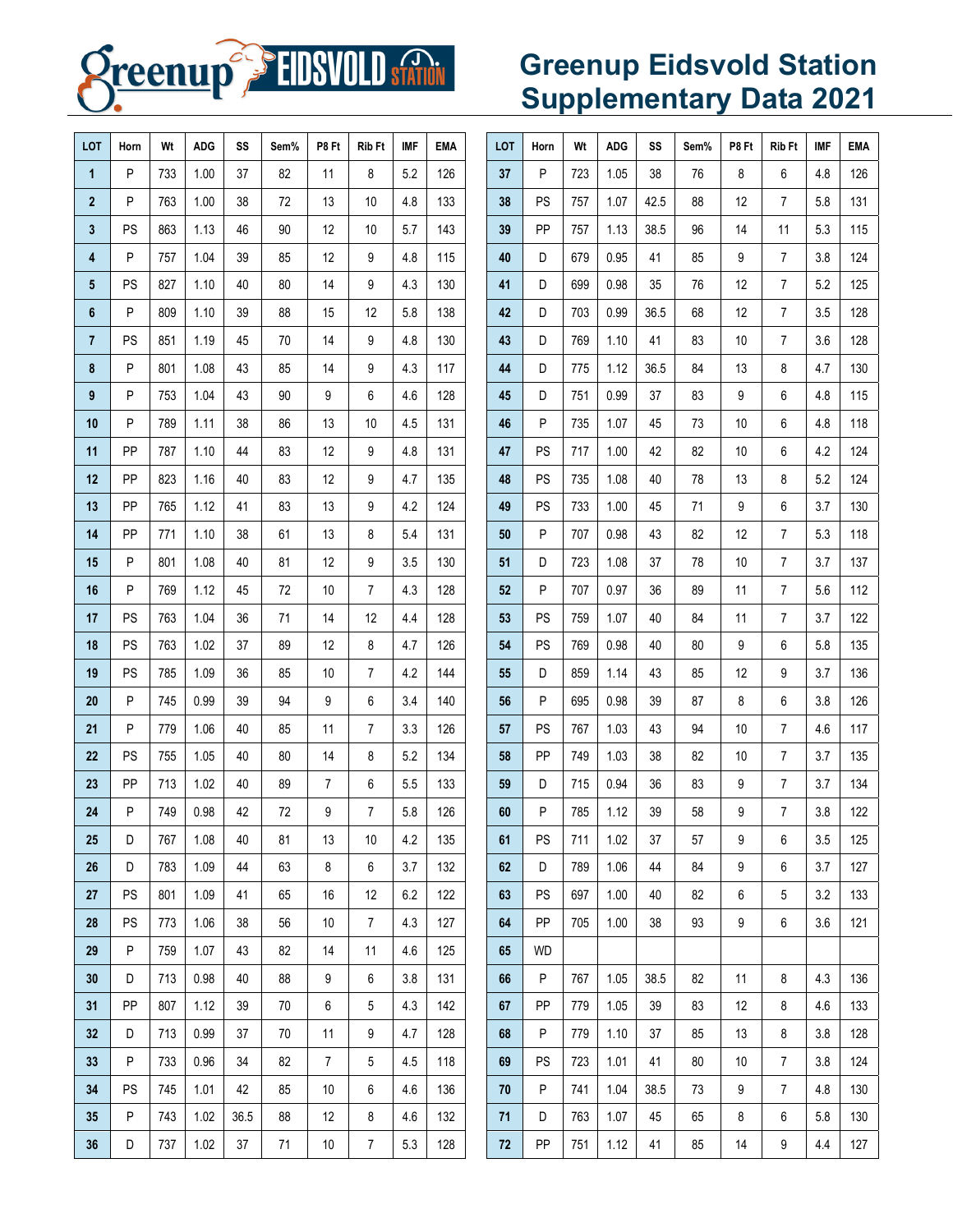# Greenup Eidsvold Station Supplementary Data 2021

| LOT | Horn | Wt | ADG | SS | Sem% | P8 Ft | Rib Ft | IMF | EMA |
|---|---|---|---|---|---|---|---|---|---|
| 1 | P | 733 | 1.00 | 37 | 82 | 11 | 8 | 5.2 | 126 |
| 2 | P | 763 | 1.00 | 38 | 72 | 13 | 10 | 4.8 | 133 |
| 3 | PS | 863 | 1.13 | 46 | 90 | 12 | 10 | 5.7 | 143 |
| 4 | P | 757 | 1.04 | 39 | 85 | 12 | 9 | 4.8 | 115 |
| 5 | PS | 827 | 1.10 | 40 | 80 | 14 | 9 | 4.3 | 130 |
| 6 | P | 809 | 1.10 | 39 | 88 | 15 | 12 | 5.8 | 138 |
| 7 | PS | 851 | 1.19 | 45 | 70 | 14 | 9 | 4.8 | 130 |
| 8 | P | 801 | 1.08 | 43 | 85 | 14 | 9 | 4.3 | 117 |
| 9 | P | 753 | 1.04 | 43 | 90 | 9 | 6 | 4.6 | 128 |
| 10 | P | 789 | 1.11 | 38 | 86 | 13 | 10 | 4.5 | 131 |
| 11 | PP | 787 | 1.10 | 44 | 83 | 12 | 9 | 4.8 | 131 |
| 12 | PP | 823 | 1.16 | 40 | 83 | 12 | 9 | 4.7 | 135 |
| 13 | PP | 765 | 1.12 | 41 | 83 | 13 | 9 | 4.2 | 124 |
| 14 | PP | 771 | 1.10 | 38 | 61 | 13 | 8 | 5.4 | 131 |
| 15 | P | 801 | 1.08 | 40 | 81 | 12 | 9 | 3.5 | 130 |
| 16 | P | 769 | 1.12 | 45 | 72 | 10 | 7 | 4.3 | 128 |
| 17 | PS | 763 | 1.04 | 36 | 71 | 14 | 12 | 4.4 | 128 |
| 18 | PS | 763 | 1.02 | 37 | 89 | 12 | 8 | 4.7 | 126 |
| 19 | PS | 785 | 1.09 | 36 | 85 | 10 | 7 | 4.2 | 144 |
| 20 | P | 745 | 0.99 | 39 | 94 | 9 | 6 | 3.4 | 140 |
| 21 | P | 779 | 1.06 | 40 | 85 | 11 | 7 | 3.3 | 126 |
| 22 | PS | 755 | 1.05 | 40 | 80 | 14 | 8 | 5.2 | 134 |
| 23 | PP | 713 | 1.02 | 40 | 89 | 7 | 6 | 5.5 | 133 |
| 24 | P | 749 | 0.98 | 42 | 72 | 9 | 7 | 5.8 | 126 |
| 25 | D | 767 | 1.08 | 40 | 81 | 13 | 10 | 4.2 | 135 |
| 26 | D | 783 | 1.09 | 44 | 63 | 8 | 6 | 3.7 | 132 |
| 27 | PS | 801 | 1.09 | 41 | 65 | 16 | 12 | 6.2 | 122 |
| 28 | PS | 773 | 1.06 | 38 | 56 | 10 | 7 | 4.3 | 127 |
| 29 | P | 759 | 1.07 | 43 | 82 | 14 | 11 | 4.6 | 125 |
| 30 | D | 713 | 0.98 | 40 | 88 | 9 | 6 | 3.8 | 131 |
| 31 | PP | 807 | 1.12 | 39 | 70 | 6 | 5 | 4.3 | 142 |
| 32 | D | 713 | 0.99 | 37 | 70 | 11 | 9 | 4.7 | 128 |
| 33 | P | 733 | 0.96 | 34 | 82 | 7 | 5 | 4.5 | 118 |
| 34 | PS | 745 | 1.01 | 42 | 85 | 10 | 6 | 4.6 | 136 |
| 35 | P | 743 | 1.02 | 36.5 | 88 | 12 | 8 | 4.6 | 132 |
| 36 | D | 737 | 1.02 | 37 | 71 | 10 | 7 | 5.3 | 128 |
| 37 | P | 723 | 1.05 | 38 | 76 | 8 | 6 | 4.8 | 126 |
| 38 | PS | 757 | 1.07 | 42.5 | 88 | 12 | 7 | 5.8 | 131 |
| 39 | PP | 757 | 1.13 | 38.5 | 96 | 14 | 11 | 5.3 | 115 |
| 40 | D | 679 | 0.95 | 41 | 85 | 9 | 7 | 3.8 | 124 |
| 41 | D | 699 | 0.98 | 35 | 76 | 12 | 7 | 5.2 | 125 |
| 42 | D | 703 | 0.99 | 36.5 | 68 | 12 | 7 | 3.5 | 128 |
| 43 | D | 769 | 1.10 | 41 | 83 | 10 | 7 | 3.6 | 128 |
| 44 | D | 775 | 1.12 | 36.5 | 84 | 13 | 8 | 4.7 | 130 |
| 45 | D | 751 | 0.99 | 37 | 83 | 9 | 6 | 4.8 | 115 |
| 46 | P | 735 | 1.07 | 45 | 73 | 10 | 6 | 4.8 | 118 |
| 47 | PS | 717 | 1.00 | 42 | 82 | 10 | 6 | 4.2 | 124 |
| 48 | PS | 735 | 1.08 | 40 | 78 | 13 | 8 | 5.2 | 124 |
| 49 | PS | 733 | 1.00 | 45 | 71 | 9 | 6 | 3.7 | 130 |
| 50 | P | 707 | 0.98 | 43 | 82 | 12 | 7 | 5.3 | 118 |
| 51 | D | 723 | 1.08 | 37 | 78 | 10 | 7 | 3.7 | 137 |
| 52 | P | 707 | 0.97 | 36 | 89 | 11 | 7 | 5.6 | 112 |
| 53 | PS | 759 | 1.07 | 40 | 84 | 11 | 7 | 3.7 | 122 |
| 54 | PS | 769 | 0.98 | 40 | 80 | 9 | 6 | 5.8 | 135 |
| 55 | D | 859 | 1.14 | 43 | 85 | 12 | 9 | 3.7 | 136 |
| 56 | P | 695 | 0.98 | 39 | 87 | 8 | 6 | 3.8 | 126 |
| 57 | PS | 767 | 1.03 | 43 | 94 | 10 | 7 | 4.6 | 117 |
| 58 | PP | 749 | 1.03 | 38 | 82 | 10 | 7 | 3.7 | 135 |
| 59 | D | 715 | 0.94 | 36 | 83 | 9 | 7 | 3.7 | 134 |
| 60 | P | 785 | 1.12 | 39 | 58 | 9 | 7 | 3.8 | 122 |
| 61 | PS | 711 | 1.02 | 37 | 57 | 9 | 6 | 3.5 | 125 |
| 62 | D | 789 | 1.06 | 44 | 84 | 9 | 6 | 3.7 | 127 |
| 63 | PS | 697 | 1.00 | 40 | 82 | 6 | 5 | 3.2 | 133 |
| 64 | PP | 705 | 1.00 | 38 | 93 | 9 | 6 | 3.6 | 121 |
| 65 | WD | | | | | | | | |
| 66 | P | 767 | 1.05 | 38.5 | 82 | 11 | 8 | 4.3 | 136 |
| 67 | PP | 779 | 1.05 | 39 | 83 | 12 | 8 | 4.6 | 133 |
| 68 | P | 779 | 1.10 | 37 | 85 | 13 | 8 | 3.8 | 128 |
| 69 | PS | 723 | 1.01 | 41 | 80 | 10 | 7 | 3.8 | 124 |
| 70 | P | 741 | 1.04 | 38.5 | 73 | 9 | 7 | 4.8 | 130 |
| 71 | D | 763 | 1.07 | 45 | 65 | 8 | 6 | 5.8 | 130 |
| 72 | PP | 751 | 1.12 | 41 | 85 | 14 | 9 | 4.4 | 127 |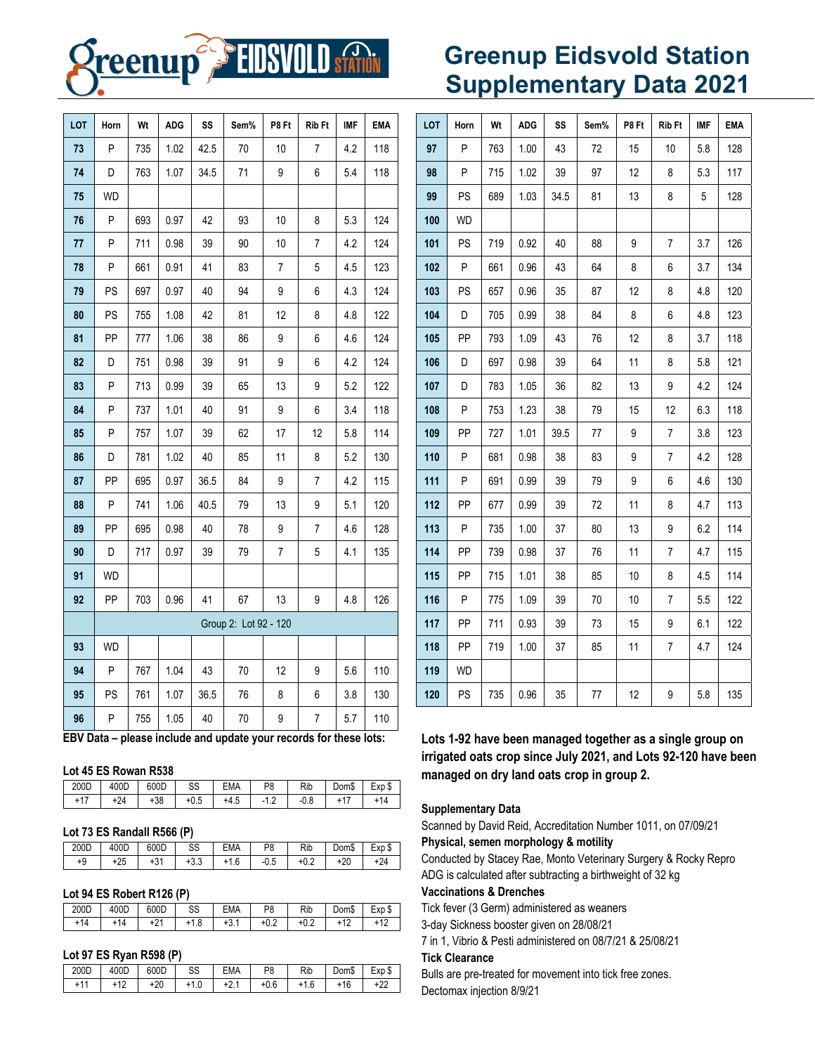# Greenup Eidsvold Station Supplementary Data 2021

| LOT | Horn | Wt | ADG | SS | Sem% | P8 Ft | Rib Ft | IMF | EMA |
|---|---|---|---|---|---|---|---|---|---|
| 73 | P | 735 | 1.02 | 42.5 | 70 | 10 | 7 | 4.2 | 118 |
| 74 | D | 763 | 1.07 | 34.5 | 71 | 9 | 6 | 5.4 | 118 |
| 75 | WD | | | | | | | | |
| 76 | P | 693 | 0.97 | 42 | 93 | 10 | 8 | 5.3 | 124 |
| 77 | P | 711 | 0.98 | 39 | 90 | 10 | 7 | 4.2 | 124 |
| 78 | P | 661 | 0.91 | 41 | 83 | 7 | 5 | 4.5 | 123 |
| 79 | PS | 697 | 0.97 | 40 | 94 | 9 | 6 | 4.3 | 124 |
| 80 | PS | 755 | 1.08 | 42 | 81 | 12 | 8 | 4.8 | 122 |
| 81 | PP | 777 | 1.06 | 38 | 86 | 9 | 6 | 4.6 | 124 |
| 82 | D | 751 | 0.98 | 39 | 91 | 9 | 6 | 4.2 | 124 |
| 83 | P | 713 | 0.99 | 39 | 65 | 13 | 9 | 5.2 | 122 |
| 84 | P | 737 | 1.01 | 40 | 91 | 9 | 6 | 3.4 | 118 |
| 85 | P | 757 | 1.07 | 39 | 62 | 17 | 12 | 5.8 | 114 |
| 86 | D | 781 | 1.02 | 40 | 85 | 11 | 8 | 5.2 | 130 |
| 87 | PP | 695 | 0.97 | 36.5 | 84 | 9 | 7 | 4.2 | 115 |
| 88 | P | 741 | 1.06 | 40.5 | 79 | 13 | 9 | 5.1 | 120 |
| 89 | PP | 695 | 0.98 | 40 | 78 | 9 | 7 | 4.6 | 128 |
| 90 | D | 717 | 0.97 | 39 | 79 | 7 | 5 | 4.1 | 135 |
| 91 | WD | | | | | | | | |
| 92 | PP | 703 | 0.96 | 41 | 67 | 13 | 9 | 4.8 | 126 |
| | Group 2: Lot 92 - 120 | | | | | | | | |
| 93 | WD | | | | | | | | |
| 94 | P | 767 | 1.04 | 43 | 70 | 12 | 9 | 5.6 | 110 |
| 95 | PS | 761 | 1.07 | 36.5 | 76 | 8 | 6 | 3.8 | 130 |
| 96 | P | 755 | 1.05 | 40 | 70 | 9 | 7 | 5.7 | 110 |
| 97 | P | 763 | 1.00 | 43 | 72 | 15 | 10 | 5.8 | 128 |
| 98 | P | 715 | 1.02 | 39 | 97 | 12 | 8 | 5.3 | 117 |
| 99 | PS | 689 | 1.03 | 34.5 | 81 | 13 | 8 | 5 | 128 |
| 100 | WD | | | | | | | | |
| 101 | PS | 719 | 0.92 | 40 | 88 | 9 | 7 | 3.7 | 126 |
| 102 | P | 661 | 0.96 | 43 | 64 | 8 | 6 | 3.7 | 134 |
| 103 | PS | 657 | 0.96 | 35 | 87 | 12 | 8 | 4.8 | 120 |
| 104 | D | 705 | 0.99 | 38 | 84 | 8 | 6 | 4.8 | 123 |
| 105 | PP | 793 | 1.09 | 43 | 76 | 12 | 8 | 3.7 | 118 |
| 106 | D | 697 | 0.98 | 39 | 64 | 11 | 8 | 5.8 | 121 |
| 107 | D | 783 | 1.05 | 36 | 82 | 13 | 9 | 4.2 | 124 |
| 108 | P | 753 | 1.23 | 38 | 79 | 15 | 12 | 6.3 | 118 |
| 109 | PP | 727 | 1.01 | 39.5 | 77 | 9 | 7 | 3.8 | 123 |
| 110 | P | 681 | 0.98 | 38 | 83 | 9 | 7 | 4.2 | 128 |
| 111 | P | 691 | 0.99 | 39 | 79 | 9 | 6 | 4.6 | 130 |
| 112 | PP | 677 | 0.99 | 39 | 72 | 11 | 8 | 4.7 | 113 |
| 113 | P | 735 | 1.00 | 37 | 80 | 13 | 9 | 6.2 | 114 |
| 114 | PP | 739 | 0.98 | 37 | 76 | 11 | 7 | 4.7 | 115 |
| 115 | PP | 715 | 1.01 | 38 | 85 | 10 | 8 | 4.5 | 114 |
| 116 | P | 775 | 1.09 | 39 | 70 | 10 | 7 | 5.5 | 122 |
| 117 | PP | 711 | 0.93 | 39 | 73 | 15 | 9 | 6.1 | 122 |
| 118 | PP | 719 | 1.00 | 37 | 85 | 11 | 7 | 4.7 | 124 |
| 119 | WD | | | | | | | | |
| 120 | PS | 735 | 0.96 | 35 | 77 | 12 | 9 | 5.8 | 135 |

**EBV Data – please include and update your records for these lots:**

**Lot 45 ES Rowan R538**

| 200D | 400D | 600D | SS | EMA | P8 | Rib | Dom$ | Exp $ |
|---|---|---|---|---|---|---|---|---|
| +17 | +24 | +38 | +0.5 | +4.5 | -1.2 | -0.8 | +17 | +14 |

**Lot 73 ES Randall R566 (P)**

| 200D | 400D | 600D | SS | EMA | P8 | Rib | Dom$ | Exp $ |
|---|---|---|---|---|---|---|---|---|
| +9 | +25 | +31 | +3.3 | +1.6 | -0.5 | +0.2 | +20 | +24 |

**Lot 94 ES Robert R126 (P)**

| 200D | 400D | 600D | SS | EMA | P8 | Rib | Dom$ | Exp $ |
|---|---|---|---|---|---|---|---|---|
| +14 | +14 | +21 | +1.8 | +3.1 | +0.2 | +0.2 | +12 | +12 |

**Lot 97 ES Ryan R598 (P)**

| 200D | 400D | 600D | SS | EMA | P8 | Rib | Dom$ | Exp $ |
|---|---|---|---|---|---|---|---|---|
| +11 | +12 | +20 | +1.0 | +2.1 | +0.6 | +1.6 | +16 | +22 |

**Lots 1-92 have been managed together as a single group on irrigated oats crop since July 2021, and Lots 92-120 have been managed on dry land oats crop in group 2.**

**Supplementary Data**

Scanned by David Reid, Accreditation Number 1011, on 07/09/21

**Physical, semen morphology & motility**

Conducted by Stacey Rae, Monto Veterinary Surgery & Rocky Repro

ADG is calculated after subtracting a birthweight of 32 kg

**Vaccinations & Drenches**

Tick fever (3 Germ) administered as weaners

3-day Sickness booster given on 28/08/21

7 in 1, Vibrio & Pesti administered on 08/7/21 & 25/08/21

**Tick Clearance**

Bulls are pre-treated for movement into tick free zones.

Dectomax injection 8/9/21